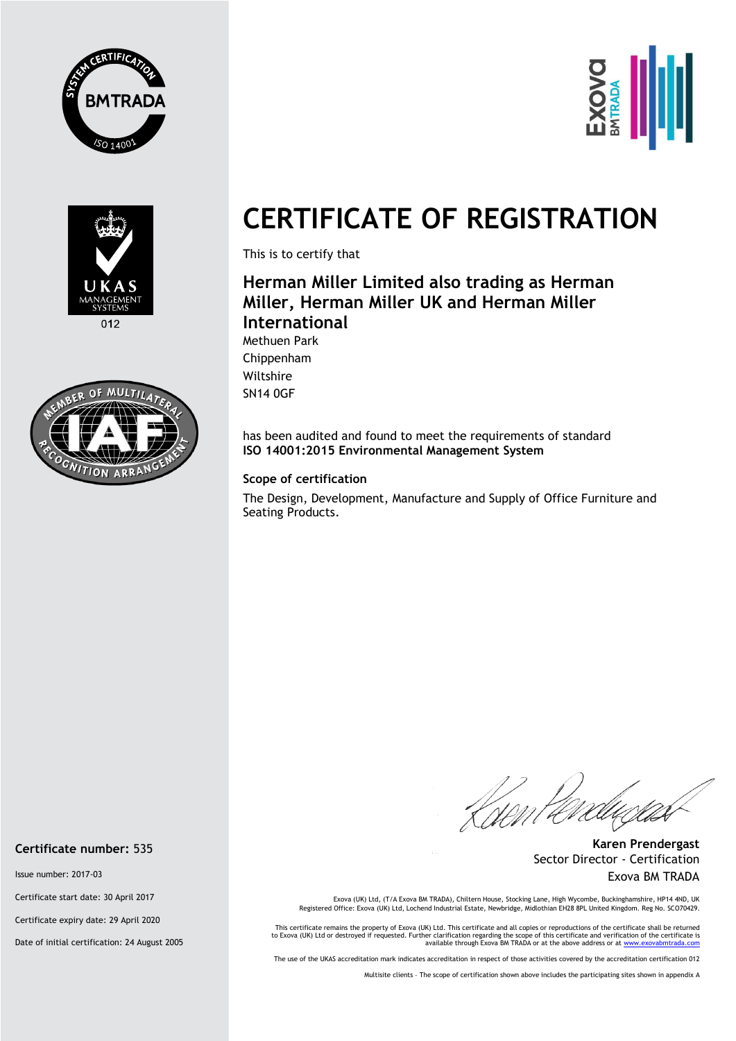# CERTIFICATE OF REGISTRATION

This is to certify that

## Herman Miller Limited also trading as Herman Miller, Herman Miller UK and Herman Miller International

Methuen Park
Chippenham
Wiltshire
SN14 0GF

has been audited and found to meet the requirements of standard
**ISO 14001:2015 Environmental Management System**

**Scope of certification**

The Design, Development, Manufacture and Supply of Office Furniture and Seating Products.

**Karen Prendergast**
Sector Director - Certification
Exova BM TRADA

**Certificate number:** 535

Issue number: 2017-03

Certificate start date: 30 April 2017

Certificate expiry date: 29 April 2020

Date of initial certification: 24 August 2005

Exova (UK) Ltd, (T/A Exova BM TRADA), Chiltern House, Stocking Lane, High Wycombe, Buckinghamshire, HP14 4ND, UK
Registered Office: Exova (UK) Ltd, Lochend Industrial Estate, Newbridge, Midlothian EH28 8PL United Kingdom. Reg No. SCO70429.

This certificate remains the property of Exova (UK) Ltd. This certificate and all copies or reproductions of the certificate shall be returned to Exova (UK) Ltd or destroyed if requested. Further clarification regarding the scope of this certificate and verification of the certificate is available through Exova BM TRADA or at the above address or at www.exovabmtrada.com

The use of the UKAS accreditation mark indicates accreditation in respect of those activities covered by the accreditation certification 012

Multisite clients – The scope of certification shown above includes the participating sites shown in appendix A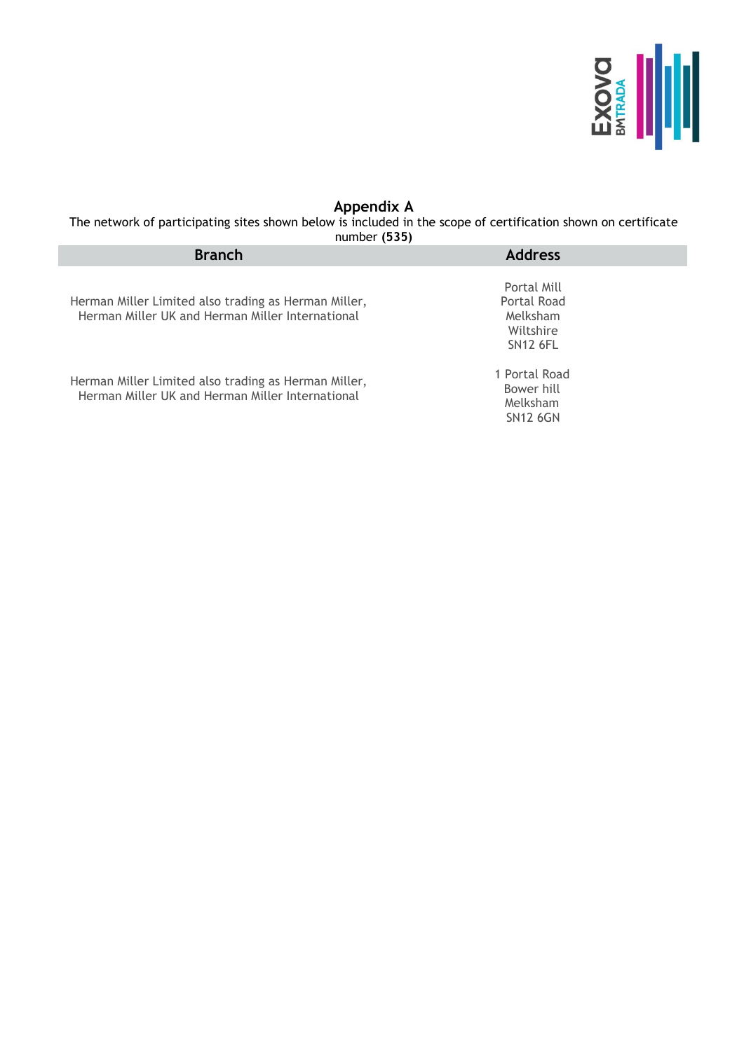## Appendix A

The network of participating sites shown below is included in the scope of certification shown on certificate number **(535)**

| Branch | Address |
|---|---|
| Herman Miller Limited also trading as Herman Miller, Herman Miller UK and Herman Miller International | Portal Mill<br>Portal Road<br>Melksham<br>Wiltshire<br>SN12 6FL |
| Herman Miller Limited also trading as Herman Miller, Herman Miller UK and Herman Miller International | 1 Portal Road<br>Bower hill<br>Melksham<br>SN12 6GN |